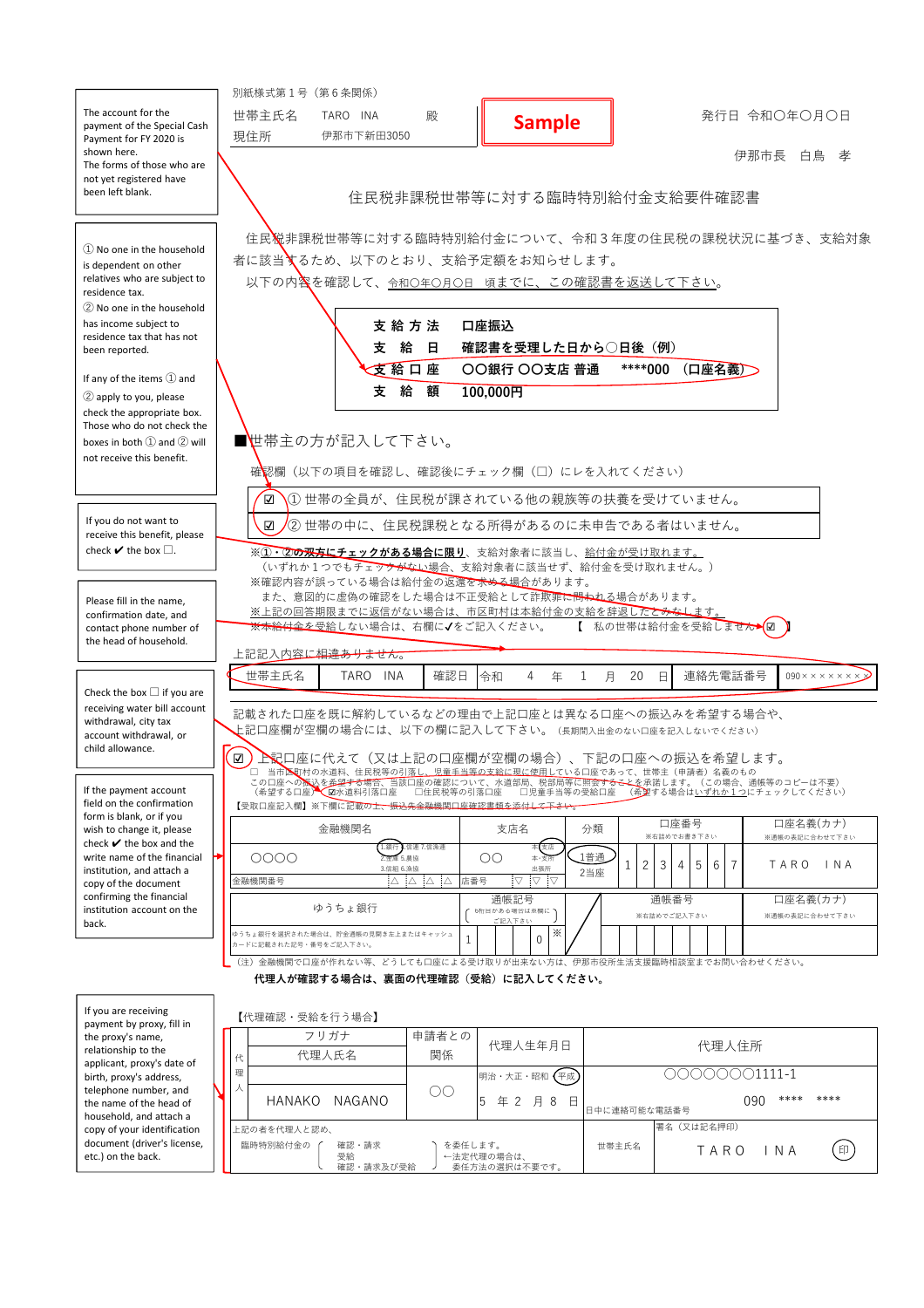別紙様式第１号（第６条関係）

世帯主氏名　TARO　INA　殿

現住所　伊那市下新田3050

**Sample**

発行日　令和〇年〇月〇日

伊那市長　白鳥　孝

The account for the payment of the Special Cash Payment for FY 2020 is shown here.
The forms of those who are not yet registered have been left blank.

# 住民税非課税世帯等に対する臨時特別給付金支給要件確認書

住民税非課税世帯等に対する臨時特別給付金について、令和３年度の住民税の課税状況に基づき、支給対象者に該当するため、以下のとおり、支給予定額をお知らせします。

以下の内容を確認して、令和〇年〇月〇日　頃までに、この確認書を返送して下さい。

| | |
|---|---|
| 支給方法 | 口座振込 |
| 支　給　日 | 確認書を受理した日から〇日後（例） |
| 支給口座 | 〇〇銀行 〇〇支店 普通　****000　（口座名義） |
| 支　給　額 | 100,000円 |

① No one in the household is dependent on other relatives who are subject to residence tax.
② No one in the household has income subject to residence tax that has not been reported.

If any of the items ① and ② apply to you, please check the appropriate box. Those who do not check the boxes in both ① and ② will not receive this benefit.

## ■世帯主の方が記入して下さい。

確認欄（以下の項目を確認し、確認後にチェック欄（□）にレを入れてください）

- ☑ ① 世帯の全員が、住民税が課税されている他の親族等の扶養を受けていません。
- ☑ ② 世帯の中に、住民税課税となる所得があるのに未申告である者はいません。

※①・②の双方にチェックがある場合に限り、支給対象者に該当し、給付金が受け取れます。
（いずれか１つでもチェックがない場合、支給対象者に該当せず、給付金を受け取れません。）
※確認内容が誤っている場合は給付金の返還を求める場合があります。
また、意図的に虚偽の確認をした場合は不正受給として詐欺罪に問われる場合があります。
※上記の回答期限までに返信がない場合は、市区町村は本給付金の支給を辞退したとみなします。
※本給付金を受給しない場合は、右欄に✓をご記入ください。　【　私の世帯は給付金を受給しません ☑ 】

If you do not want to receive this benefit, please check ✔ the box □.

上記記入内容に相違ありません。

| 世帯主氏名 | TARO　INA | 確認日 | 令和　4　年　1　月　20　日 | 連絡先電話番号 | 090××××××× |
|---|---|---|---|---|---|

Please fill in the name, confirmation date, and contact phone number of the head of household.

記載された口座を既に解約しているなどの理由で上記口座とは異なる口座への振込みを希望する場合や、上記口座欄が空欄の場合には、以下の欄に記入して下さい。（長期間入出金のない口座を記入しないでください）

☑ 上記口座に代えて（又は上記の口座欄が空欄の場合）、下記の口座への振込を希望します。

□　当市町村の水道料、住民税等の引落し、児童手当等の支給に現に使用している口座であって、世帯主（申請者）名義のもの
この口座への振込を希望する場合、当該口座の確認について、水道部局、税部局等に照会することを承諾します。（この場合、通帳等のコピーは不要）
（希望する口座）☑水道料引落口座　□住民税等の引落口座　□児童手当等の受給口座　（希望する場合はいずれか１つにチェックしてください）

【受取口座記入欄】※下欄に記載の上、振込先金融機関口座確認書類を添付して下さい。

Check the box □ if you are receiving water bill account withdrawal, city tax account withdrawal, or child allowance.

| 金融機関名 | | 支店名 | | 分類 | 口座番号 ※右詰めでお書き下さい | | | | | | | 口座名義(カナ) ※通帳の表記に合わせて下さい |
|---|---|---|---|---|---|---|---|---|---|---|---|---|
| 〇〇〇〇 | ①銀行 2.金庫 5.農協 3.信組 6.漁協 7.信漁連 | 〇〇 | ①本店 本・支所 出張所 | ①普通 2当座 | 1 | 2 | 3 | 4 | 5 | 6 | 7 | ＴＡＲＯ　ＩＮＡ |
| 金融機関番号 | | 店番号 | | | | | | | | | | |

| ゆうちょ銀行 | 通帳記号 ※6桁目がある場合は※欄にご記入下さい | 通帳番号 ※右詰めでご記入下さい | 口座名義(カナ) ※通帳の表記に合わせて下さい |
|---|---|---|---|
| ゆうちょ銀行を選択された場合は、貯金通帳の見開き左上またはキャッシュカードに記載された記号・番号をご記入下さい。 | 1 … 0 ※ | | |

If the payment account field on the confirmation form is blank, or if you wish to change it, please check ✔ the box and the write name of the financial institution, and attach a copy of the document confirming the financial institution account on the back.

（注）金融機関で口座が作れない等、どうしても口座による受け取りが出来ない方は、伊那市役所生活支援臨時相談室までお問い合わせください。

**代理人が確認する場合は、裏面の代理確認（受給）に記入してください。**

【代理確認・受給を行う場合】

| 代理人 | フリガナ / 代理人氏名 | 申請者との関係 | 代理人生年月日 | 代理人住所 |
|---|---|---|---|---|
| | HANAKO　NAGANO | 〇〇 | 明治・大正・昭和・(平成) 5　年　2　月　8　日 | 〇〇〇〇〇〇〇1111-1 / 日中に連絡可能な電話番号 090　****　**** |
| 上記の者を代理人と認め、臨時特別給付金の（確認・請求 / 受給 / 確認・請求及び受給）を委任します。←法定代理の場合は、委任方法の選択は不要です。 | | | 世帯主氏名 | 署名（又は記名押印） ＴＡＲＯ　ＩＮＡ　(印) |

If you are receiving payment by proxy, fill in the proxy's name, relationship to the applicant, proxy's date of birth, proxy's address, telephone number, and the name of the head of household, and attach a copy of your identification document (driver's license, etc.) on the back.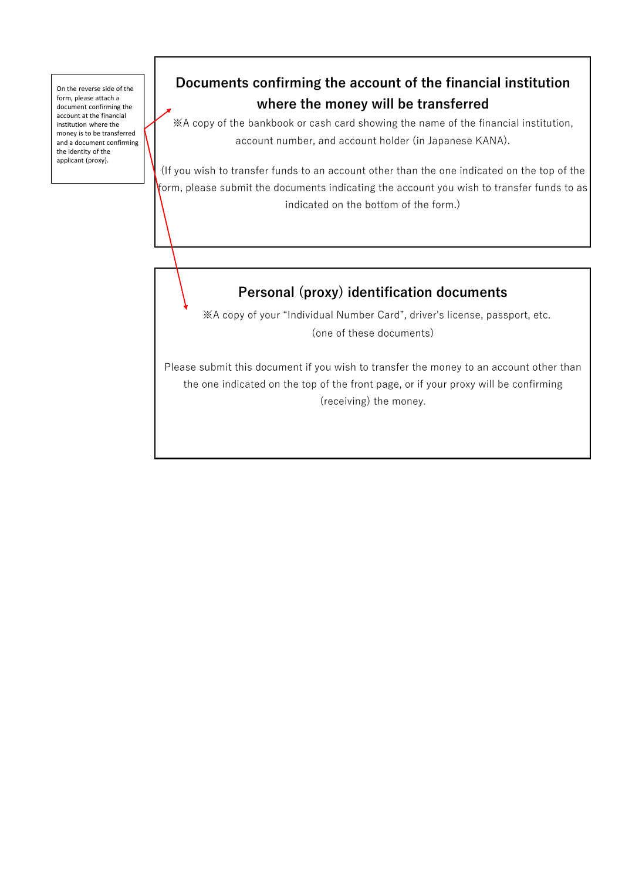On the reverse side of the form, please attach a document confirming the account at the financial institution where the money is to be transferred and a document confirming the identity of the applicant (proxy).

## Documents confirming the account of the financial institution where the money will be transferred

※A copy of the bankbook or cash card showing the name of the financial institution, account number, and account holder (in Japanese KANA).

(If you wish to transfer funds to an account other than the one indicated on the top of the form, please submit the documents indicating the account you wish to transfer funds to as indicated on the bottom of the form.)

## Personal (proxy) identification documents

※A copy of your “Individual Number Card”, driver's license, passport, etc.
(one of these documents)

Please submit this document if you wish to transfer the money to an account other than the one indicated on the top of the front page, or if your proxy will be confirming (receiving) the money.